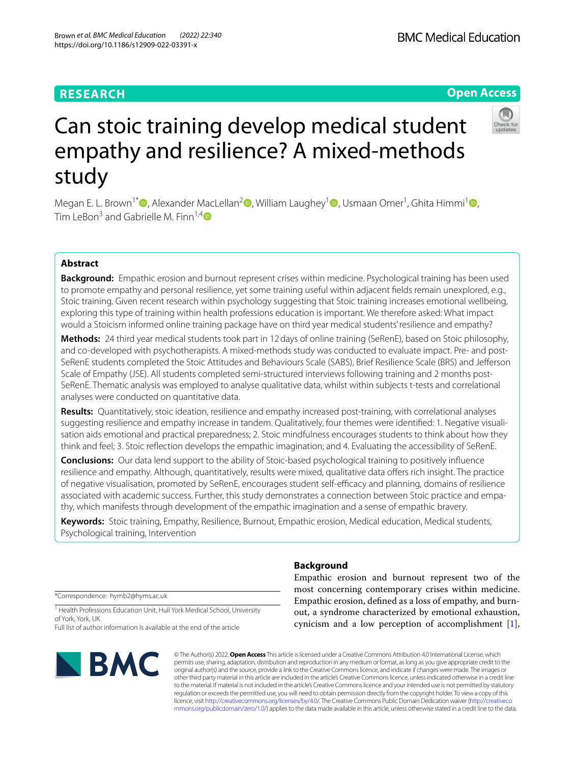RESEARCH

Open Access

# Can stoic training develop medical student empathy and resilience? A mixed-methods study

Megan E. L. Brown[1*], Alexander MacLellan[2], William Laughey[1], Usmaan Omer[1], Ghita Himmi[1], Tim LeBon[3] and Gabrielle M. Finn[1,4]

## Abstract

**Background:** Empathic erosion and burnout represent crises within medicine. Psychological training has been used to promote empathy and personal resilience, yet some training useful within adjacent fields remain unexplored, e.g., Stoic training. Given recent research within psychology suggesting that Stoic training increases emotional wellbeing, exploring this type of training within health professions education is important. We therefore asked: What impact would a Stoicism informed online training package have on third year medical students' resilience and empathy?

**Methods:** 24 third year medical students took part in 12 days of online training (SeRenE), based on Stoic philosophy, and co-developed with psychotherapists. A mixed-methods study was conducted to evaluate impact. Pre- and post-SeRenE students completed the Stoic Attitudes and Behaviours Scale (SABS), Brief Resilience Scale (BRS) and Jefferson Scale of Empathy (JSE). All students completed semi-structured interviews following training and 2 months post-SeRenE. Thematic analysis was employed to analyse qualitative data, whilst within subjects t-tests and correlational analyses were conducted on quantitative data.

**Results:** Quantitatively, stoic ideation, resilience and empathy increased post-training, with correlational analyses suggesting resilience and empathy increase in tandem. Qualitatively, four themes were identified: 1. Negative visualisation aids emotional and practical preparedness; 2. Stoic mindfulness encourages students to think about how they think and feel; 3. Stoic reflection develops the empathic imagination; and 4. Evaluating the accessibility of SeRenE.

**Conclusions:** Our data lend support to the ability of Stoic-based psychological training to positively influence resilience and empathy. Although, quantitatively, results were mixed, qualitative data offers rich insight. The practice of negative visualisation, promoted by SeRenE, encourages student self-efficacy and planning, domains of resilience associated with academic success. Further, this study demonstrates a connection between Stoic practice and empathy, which manifests through development of the empathic imagination and a sense of empathic bravery.

**Keywords:** Stoic training, Empathy, Resilience, Burnout, Empathic erosion, Medical education, Medical students, Psychological training, Intervention

*Correspondence: hymb2@hyms.ac.uk

[1] Health Professions Education Unit, Hull York Medical School, University of York, York, UK

Full list of author information is available at the end of the article

## Background

Empathic erosion and burnout represent two of the most concerning contemporary crises within medicine. Empathic erosion, defined as a loss of empathy, and burnout, a syndrome characterized by emotional exhaustion, cynicism and a low perception of accomplishment [1],

© The Author(s) 2022. **Open Access** This article is licensed under a Creative Commons Attribution 4.0 International License, which permits use, sharing, adaptation, distribution and reproduction in any medium or format, as long as you give appropriate credit to the original author(s) and the source, provide a link to the Creative Commons licence, and indicate if changes were made. The images or other third party material in this article are included in the article's Creative Commons licence, unless indicated otherwise in a credit line to the material. If material is not included in the article's Creative Commons licence and your intended use is not permitted by statutory regulation or exceeds the permitted use, you will need to obtain permission directly from the copyright holder. To view a copy of this licence, visit http://creativecommons.org/licenses/by/4.0/. The Creative Commons Public Domain Dedication waiver (http://creativecommons.org/publicdomain/zero/1.0/) applies to the data made available in this article, unless otherwise stated in a credit line to the data.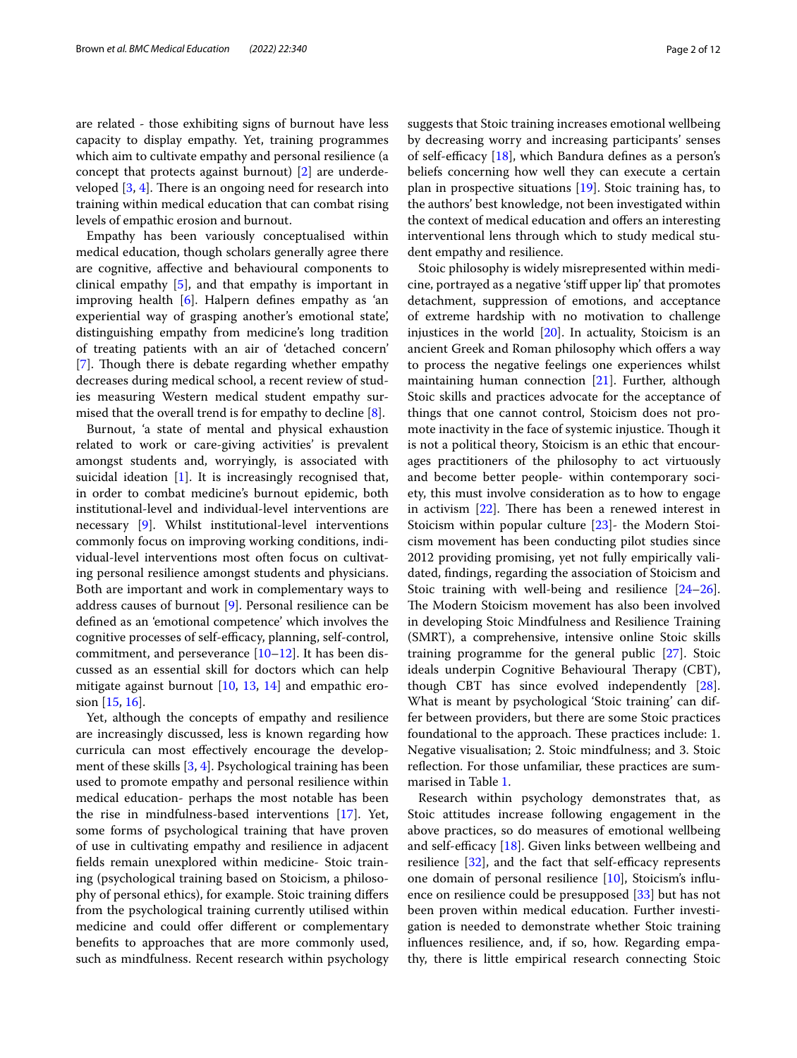are related - those exhibiting signs of burnout have less capacity to display empathy. Yet, training programmes which aim to cultivate empathy and personal resilience (a concept that protects against burnout) [2] are underdeveloped [3, 4]. There is an ongoing need for research into training within medical education that can combat rising levels of empathic erosion and burnout.

Empathy has been variously conceptualised within medical education, though scholars generally agree there are cognitive, affective and behavioural components to clinical empathy [5], and that empathy is important in improving health [6]. Halpern defines empathy as 'an experiential way of grasping another's emotional state', distinguishing empathy from medicine's long tradition of treating patients with an air of 'detached concern' [7]. Though there is debate regarding whether empathy decreases during medical school, a recent review of studies measuring Western medical student empathy surmised that the overall trend is for empathy to decline [8].

Burnout, 'a state of mental and physical exhaustion related to work or care-giving activities' is prevalent amongst students and, worryingly, is associated with suicidal ideation [1]. It is increasingly recognised that, in order to combat medicine's burnout epidemic, both institutional-level and individual-level interventions are necessary [9]. Whilst institutional-level interventions commonly focus on improving working conditions, individual-level interventions most often focus on cultivating personal resilience amongst students and physicians. Both are important and work in complementary ways to address causes of burnout [9]. Personal resilience can be defined as an 'emotional competence' which involves the cognitive processes of self-efficacy, planning, self-control, commitment, and perseverance [10–12]. It has been discussed as an essential skill for doctors which can help mitigate against burnout [10, 13, 14] and empathic erosion [15, 16].

Yet, although the concepts of empathy and resilience are increasingly discussed, less is known regarding how curricula can most effectively encourage the development of these skills [3, 4]. Psychological training has been used to promote empathy and personal resilience within medical education- perhaps the most notable has been the rise in mindfulness-based interventions [17]. Yet, some forms of psychological training that have proven of use in cultivating empathy and resilience in adjacent fields remain unexplored within medicine- Stoic training (psychological training based on Stoicism, a philosophy of personal ethics), for example. Stoic training differs from the psychological training currently utilised within medicine and could offer different or complementary benefits to approaches that are more commonly used, such as mindfulness. Recent research within psychology suggests that Stoic training increases emotional wellbeing by decreasing worry and increasing participants' senses of self-efficacy [18], which Bandura defines as a person's beliefs concerning how well they can execute a certain plan in prospective situations [19]. Stoic training has, to the authors' best knowledge, not been investigated within the context of medical education and offers an interesting interventional lens through which to study medical student empathy and resilience.

Stoic philosophy is widely misrepresented within medicine, portrayed as a negative 'stiff upper lip' that promotes detachment, suppression of emotions, and acceptance of extreme hardship with no motivation to challenge injustices in the world [20]. In actuality, Stoicism is an ancient Greek and Roman philosophy which offers a way to process the negative feelings one experiences whilst maintaining human connection [21]. Further, although Stoic skills and practices advocate for the acceptance of things that one cannot control, Stoicism does not promote inactivity in the face of systemic injustice. Though it is not a political theory, Stoicism is an ethic that encourages practitioners of the philosophy to act virtuously and become better people- within contemporary society, this must involve consideration as to how to engage in activism [22]. There has been a renewed interest in Stoicism within popular culture [23]- the Modern Stoicism movement has been conducting pilot studies since 2012 providing promising, yet not fully empirically validated, findings, regarding the association of Stoicism and Stoic training with well-being and resilience [24–26]. The Modern Stoicism movement has also been involved in developing Stoic Mindfulness and Resilience Training (SMRT), a comprehensive, intensive online Stoic skills training programme for the general public [27]. Stoic ideals underpin Cognitive Behavioural Therapy (CBT), though CBT has since evolved independently [28]. What is meant by psychological 'Stoic training' can differ between providers, but there are some Stoic practices foundational to the approach. These practices include: 1. Negative visualisation; 2. Stoic mindfulness; and 3. Stoic reflection. For those unfamiliar, these practices are summarised in Table 1.

Research within psychology demonstrates that, as Stoic attitudes increase following engagement in the above practices, so do measures of emotional wellbeing and self-efficacy [18]. Given links between wellbeing and resilience [32], and the fact that self-efficacy represents one domain of personal resilience [10], Stoicism's influence on resilience could be presupposed [33] but has not been proven within medical education. Further investigation is needed to demonstrate whether Stoic training influences resilience, and, if so, how. Regarding empathy, there is little empirical research connecting Stoic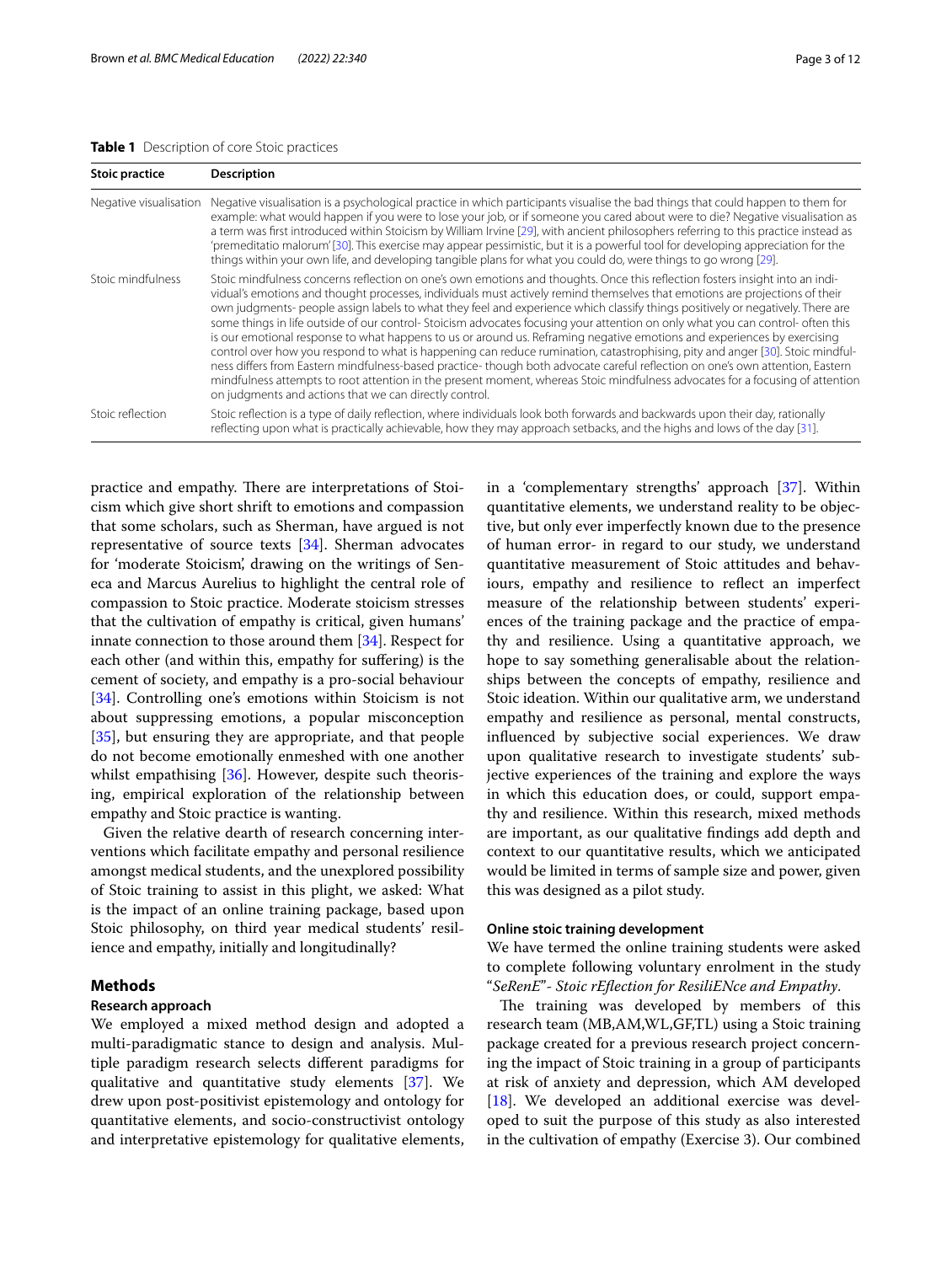**Table 1** Description of core Stoic practices

| Stoic practice | Description |
| --- | --- |
| Negative visualisation | Negative visualisation is a psychological practice in which participants visualise the bad things that could happen to them for example: what would happen if you were to lose your job, or if someone you cared about were to die? Negative visualisation as a term was first introduced within Stoicism by William Irvine [29], with ancient philosophers referring to this practice instead as 'premeditatio malorum' [30]. This exercise may appear pessimistic, but it is a powerful tool for developing appreciation for the things within your own life, and developing tangible plans for what you could do, were things to go wrong [29]. |
| Stoic mindfulness | Stoic mindfulness concerns reflection on one's own emotions and thoughts. Once this reflection fosters insight into an individual's emotions and thought processes, individuals must actively remind themselves that emotions are projections of their own judgments- people assign labels to what they feel and experience which classify things positively or negatively. There are some things in life outside of our control- Stoicism advocates focusing your attention on only what you can control- often this is our emotional response to what happens to us or around us. Reframing negative emotions and experiences by exercising control over how you respond to what is happening can reduce rumination, catastrophising, pity and anger [30]. Stoic mindfulness differs from Eastern mindfulness-based practice- though both advocate careful reflection on one's own attention, Eastern mindfulness attempts to root attention in the present moment, whereas Stoic mindfulness advocates for a focusing of attention on judgments and actions that we can directly control. |
| Stoic reflection | Stoic reflection is a type of daily reflection, where individuals look both forwards and backwards upon their day, rationally reflecting upon what is practically achievable, how they may approach setbacks, and the highs and lows of the day [31]. |

practice and empathy. There are interpretations of Stoicism which give short shrift to emotions and compassion that some scholars, such as Sherman, have argued is not representative of source texts [34]. Sherman advocates for 'moderate Stoicism', drawing on the writings of Seneca and Marcus Aurelius to highlight the central role of compassion to Stoic practice. Moderate stoicism stresses that the cultivation of empathy is critical, given humans' innate connection to those around them [34]. Respect for each other (and within this, empathy for suffering) is the cement of society, and empathy is a pro-social behaviour [34]. Controlling one's emotions within Stoicism is not about suppressing emotions, a popular misconception [35], but ensuring they are appropriate, and that people do not become emotionally enmeshed with one another whilst empathising [36]. However, despite such theorising, empirical exploration of the relationship between empathy and Stoic practice is wanting.

Given the relative dearth of research concerning interventions which facilitate empathy and personal resilience amongst medical students, and the unexplored possibility of Stoic training to assist in this plight, we asked: What is the impact of an online training package, based upon Stoic philosophy, on third year medical students' resilience and empathy, initially and longitudinally?

## Methods

### Research approach

We employed a mixed method design and adopted a multi-paradigmatic stance to design and analysis. Multiple paradigm research selects different paradigms for qualitative and quantitative study elements [37]. We drew upon post-positivist epistemology and ontology for quantitative elements, and socio-constructivist ontology and interpretative epistemology for qualitative elements, in a 'complementary strengths' approach [37]. Within quantitative elements, we understand reality to be objective, but only ever imperfectly known due to the presence of human error- in regard to our study, we understand quantitative measurement of Stoic attitudes and behaviours, empathy and resilience to reflect an imperfect measure of the relationship between students' experiences of the training package and the practice of empathy and resilience. Using a quantitative approach, we hope to say something generalisable about the relationships between the concepts of empathy, resilience and Stoic ideation. Within our qualitative arm, we understand empathy and resilience as personal, mental constructs, influenced by subjective social experiences. We draw upon qualitative research to investigate students' subjective experiences of the training and explore the ways in which this education does, or could, support empathy and resilience. Within this research, mixed methods are important, as our qualitative findings add depth and context to our quantitative results, which we anticipated would be limited in terms of sample size and power, given this was designed as a pilot study.

### Online stoic training development

We have termed the online training students were asked to complete following voluntary enrolment in the study "*SeRenE*"*- Stoic rEflection for ResiliENce and Empathy*.

The training was developed by members of this research team (MB,AM,WL,GF,TL) using a Stoic training package created for a previous research project concerning the impact of Stoic training in a group of participants at risk of anxiety and depression, which AM developed [18]. We developed an additional exercise was developed to suit the purpose of this study as also interested in the cultivation of empathy (Exercise 3). Our combined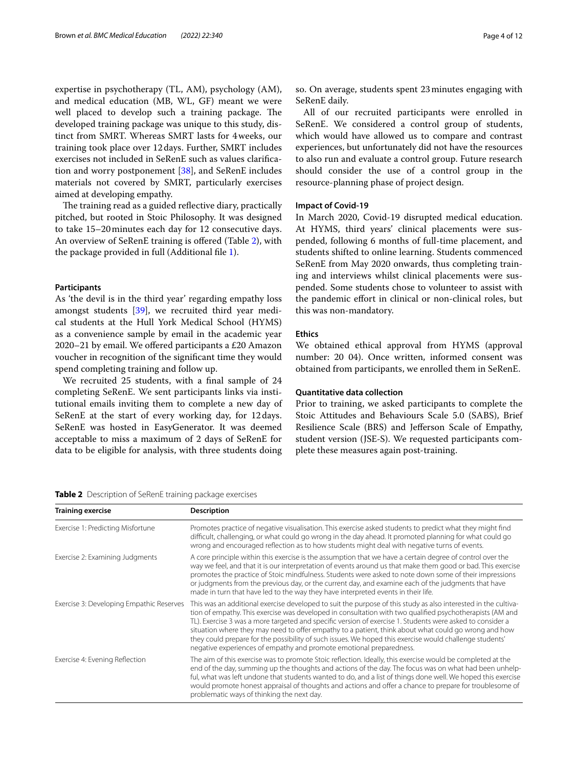expertise in psychotherapy (TL, AM), psychology (AM), and medical education (MB, WL, GF) meant we were well placed to develop such a training package. The developed training package was unique to this study, distinct from SMRT. Whereas SMRT lasts for 4 weeks, our training took place over 12 days. Further, SMRT includes exercises not included in SeRenE such as values clarification and worry postponement [38], and SeRenE includes materials not covered by SMRT, particularly exercises aimed at developing empathy.

The training read as a guided reflective diary, practically pitched, but rooted in Stoic Philosophy. It was designed to take 15–20 minutes each day for 12 consecutive days. An overview of SeRenE training is offered (Table 2), with the package provided in full (Additional file 1).

#### Participants

As 'the devil is in the third year' regarding empathy loss amongst students [39], we recruited third year medical students at the Hull York Medical School (HYMS) as a convenience sample by email in the academic year 2020–21 by email. We offered participants a £20 Amazon voucher in recognition of the significant time they would spend completing training and follow up.

We recruited 25 students, with a final sample of 24 completing SeRenE. We sent participants links via institutional emails inviting them to complete a new day of SeRenE at the start of every working day, for 12 days. SeRenE was hosted in EasyGenerator. It was deemed acceptable to miss a maximum of 2 days of SeRenE for data to be eligible for analysis, with three students doing so. On average, students spent 23 minutes engaging with SeRenE daily.

All of our recruited participants were enrolled in SeRenE. We considered a control group of students, which would have allowed us to compare and contrast experiences, but unfortunately did not have the resources to also run and evaluate a control group. Future research should consider the use of a control group in the resource-planning phase of project design.

#### Impact of Covid-19

In March 2020, Covid-19 disrupted medical education. At HYMS, third years' clinical placements were suspended, following 6 months of full-time placement, and students shifted to online learning. Students commenced SeRenE from May 2020 onwards, thus completing training and interviews whilst clinical placements were suspended. Some students chose to volunteer to assist with the pandemic effort in clinical or non-clinical roles, but this was non-mandatory.

#### Ethics

We obtained ethical approval from HYMS (approval number: 20 04). Once written, informed consent was obtained from participants, we enrolled them in SeRenE.

#### Quantitative data collection

Prior to training, we asked participants to complete the Stoic Attitudes and Behaviours Scale 5.0 (SABS), Brief Resilience Scale (BRS) and Jefferson Scale of Empathy, student version (JSE-S). We requested participants complete these measures again post-training.

**Table 2** Description of SeRenE training package exercises

| Training exercise | Description |
|---|---|
| Exercise 1: Predicting Misfortune | Promotes practice of negative visualisation. This exercise asked students to predict what they might find difficult, challenging, or what could go wrong in the day ahead. It promoted planning for what could go wrong and encouraged reflection as to how students might deal with negative turns of events. |
| Exercise 2: Examining Judgments | A core principle within this exercise is the assumption that we have a certain degree of control over the way we feel, and that it is our interpretation of events around us that make them good or bad. This exercise promotes the practice of Stoic mindfulness. Students were asked to note down some of their impressions or judgments from the previous day, or the current day, and examine each of the judgments that have made in turn that have led to the way they have interpreted events in their life. |
| Exercise 3: Developing Empathic Reserves | This was an additional exercise developed to suit the purpose of this study as also interested in the cultivation of empathy. This exercise was developed in consultation with two qualified psychotherapists (AM and TL). Exercise 3 was a more targeted and specific version of exercise 1. Students were asked to consider a situation where they may need to offer empathy to a patient, think about what could go wrong and how they could prepare for the possibility of such issues. We hoped this exercise would challenge students' negative experiences of empathy and promote emotional preparedness. |
| Exercise 4: Evening Reflection | The aim of this exercise was to promote Stoic reflection. Ideally, this exercise would be completed at the end of the day, summing up the thoughts and actions of the day. The focus was on what had been unhelpful, what was left undone that students wanted to do, and a list of things done well. We hoped this exercise would promote honest appraisal of thoughts and actions and offer a chance to prepare for troublesome of problematic ways of thinking the next day. |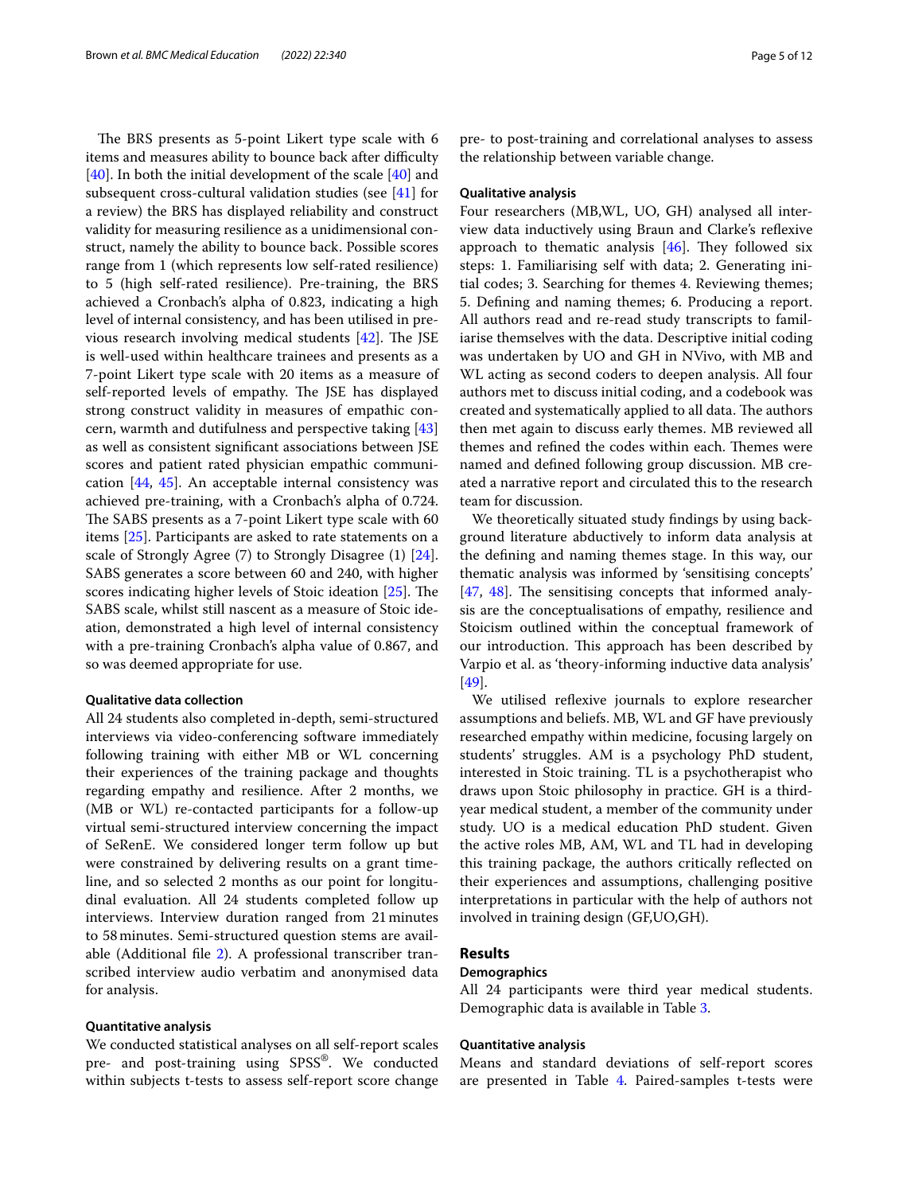The BRS presents as 5-point Likert type scale with 6 items and measures ability to bounce back after difficulty [40]. In both the initial development of the scale [40] and subsequent cross-cultural validation studies (see [41] for a review) the BRS has displayed reliability and construct validity for measuring resilience as a unidimensional construct, namely the ability to bounce back. Possible scores range from 1 (which represents low self-rated resilience) to 5 (high self-rated resilience). Pre-training, the BRS achieved a Cronbach's alpha of 0.823, indicating a high level of internal consistency, and has been utilised in previous research involving medical students [42]. The JSE is well-used within healthcare trainees and presents as a 7-point Likert type scale with 20 items as a measure of self-reported levels of empathy. The JSE has displayed strong construct validity in measures of empathic concern, warmth and dutifulness and perspective taking [43] as well as consistent significant associations between JSE scores and patient rated physician empathic communication [44, 45]. An acceptable internal consistency was achieved pre-training, with a Cronbach's alpha of 0.724. The SABS presents as a 7-point Likert type scale with 60 items [25]. Participants are asked to rate statements on a scale of Strongly Agree (7) to Strongly Disagree (1) [24]. SABS generates a score between 60 and 240, with higher scores indicating higher levels of Stoic ideation [25]. The SABS scale, whilst still nascent as a measure of Stoic ideation, demonstrated a high level of internal consistency with a pre-training Cronbach's alpha value of 0.867, and so was deemed appropriate for use.

#### Qualitative data collection

All 24 students also completed in-depth, semi-structured interviews via video-conferencing software immediately following training with either MB or WL concerning their experiences of the training package and thoughts regarding empathy and resilience. After 2 months, we (MB or WL) re-contacted participants for a follow-up virtual semi-structured interview concerning the impact of SeReNE. We considered longer term follow up but were constrained by delivering results on a grant timeline, and so selected 2 months as our point for longitudinal evaluation. All 24 students completed follow up interviews. Interview duration ranged from 21 minutes to 58 minutes. Semi-structured question stems are available (Additional file 2). A professional transcriber transcribed interview audio verbatim and anonymised data for analysis.

#### Quantitative analysis

We conducted statistical analyses on all self-report scales pre- and post-training using SPSS®. We conducted within subjects t-tests to assess self-report score change pre- to post-training and correlational analyses to assess the relationship between variable change.

#### Qualitative analysis

Four researchers (MB,WL, UO, GH) analysed all interview data inductively using Braun and Clarke's reflexive approach to thematic analysis [46]. They followed six steps: 1. Familiarising self with data; 2. Generating initial codes; 3. Searching for themes 4. Reviewing themes; 5. Defining and naming themes; 6. Producing a report. All authors read and re-read study transcripts to familiarise themselves with the data. Descriptive initial coding was undertaken by UO and GH in NVivo, with MB and WL acting as second coders to deepen analysis. All four authors met to discuss initial coding, and a codebook was created and systematically applied to all data. The authors then met again to discuss early themes. MB reviewed all themes and refined the codes within each. Themes were named and defined following group discussion. MB created a narrative report and circulated this to the research team for discussion.

We theoretically situated study findings by using background literature abductively to inform data analysis at the defining and naming themes stage. In this way, our thematic analysis was informed by 'sensitising concepts' [47, 48]. The sensitising concepts that informed analysis are the conceptualisations of empathy, resilience and Stoicism outlined within the conceptual framework of our introduction. This approach has been described by Varpio et al. as 'theory-informing inductive data analysis' [49].

We utilised reflexive journals to explore researcher assumptions and beliefs. MB, WL and GF have previously researched empathy within medicine, focusing largely on students' struggles. AM is a psychology PhD student, interested in Stoic training. TL is a psychotherapist who draws upon Stoic philosophy in practice. GH is a third-year medical student, a member of the community under study. UO is a medical education PhD student. Given the active roles MB, AM, WL and TL had in developing this training package, the authors critically reflected on their experiences and assumptions, challenging positive interpretations in particular with the help of authors not involved in training design (GF,UO,GH).

## Results

#### Demographics

All 24 participants were third year medical students. Demographic data is available in Table 3.

#### Quantitative analysis

Means and standard deviations of self-report scores are presented in Table 4. Paired-samples t-tests were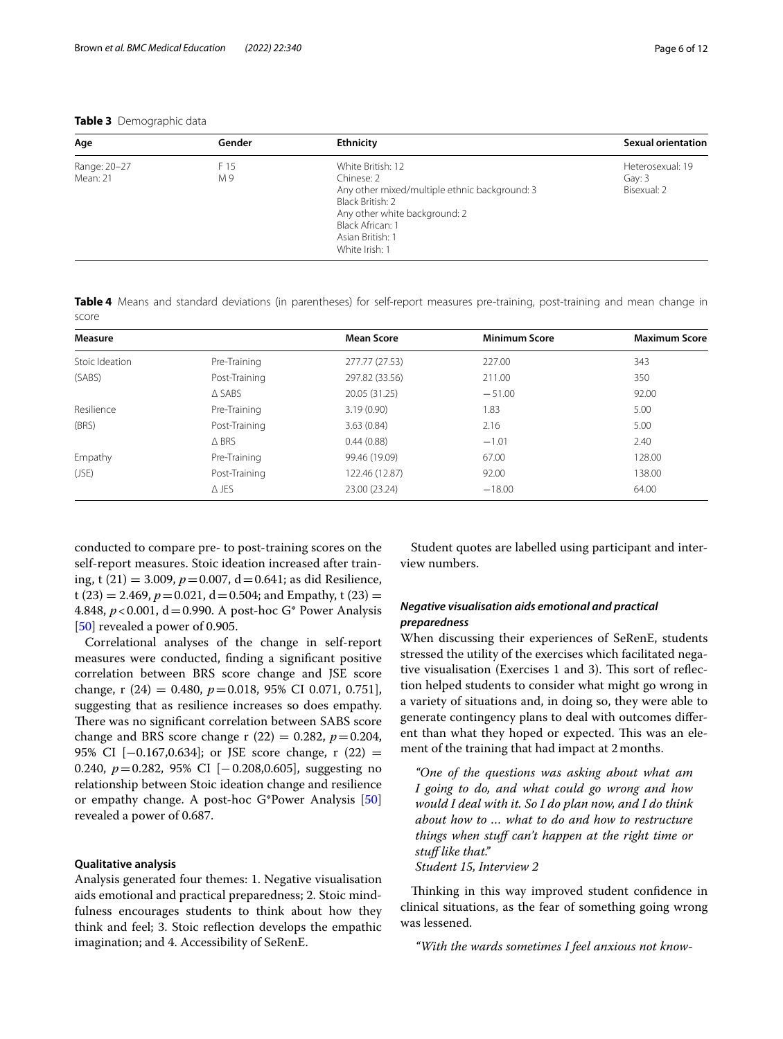**Table 3** Demographic data

| Age | Gender | Ethnicity | Sexual orientation |
|---|---|---|---|
| Range: 20–27<br>Mean: 21 | F 15<br>M 9 | White British: 12<br>Chinese: 2<br>Any other mixed/multiple ethnic background: 3<br>Black British: 2<br>Any other white background: 2<br>Black African: 1<br>Asian British: 1<br>White Irish: 1 | Heterosexual: 19<br>Gay: 3<br>Bisexual: 2 |

**Table 4** Means and standard deviations (in parentheses) for self-report measures pre-training, post-training and mean change in score

| Measure | | Mean Score | Minimum Score | Maximum Score |
|---|---|---|---|---|
| Stoic Ideation | Pre-Training | 277.77 (27.53) | 227.00 | 343 |
| (SABS) | Post-Training | 297.82 (33.56) | 211.00 | 350 |
| | Δ SABS | 20.05 (31.25) | −51.00 | 92.00 |
| Resilience | Pre-Training | 3.19 (0.90) | 1.83 | 5.00 |
| (BRS) | Post-Training | 3.63 (0.84) | 2.16 | 5.00 |
| | Δ BRS | 0.44 (0.88) | −1.01 | 2.40 |
| Empathy | Pre-Training | 99.46 (19.09) | 67.00 | 128.00 |
| (JSE) | Post-Training | 122.46 (12.87) | 92.00 | 138.00 |
| | Δ JES | 23.00 (23.24) | −18.00 | 64.00 |

conducted to compare pre- to post-training scores on the self-report measures. Stoic ideation increased after training, $t(21) = 3.009$, $p = 0.007$, $d = 0.641$; as did Resilience, $t(23) = 2.469$, $p = 0.021$, $d = 0.504$; and Empathy, $t(23) = 4.848$, $p < 0.001$, $d = 0.990$. A post-hoc G*Power Analysis [50] revealed a power of 0.905.

Correlational analyses of the change in self-report measures were conducted, finding a significant positive correlation between BRS score change and JSE score change, $r(24) = 0.480$, $p = 0.018$, 95% CI 0.071, 0.751], suggesting that as resilience increases so does empathy. There was no significant correlation between SABS score change and BRS score change $r(22) = 0.282$, $p = 0.204$, 95% CI [−0.167,0.634]; or JSE score change, $r(22) = 0.240$, $p = 0.282$, 95% CI [−0.208,0.605], suggesting no relationship between Stoic ideation change and resilience or empathy change. A post-hoc G*Power Analysis [50] revealed a power of 0.687.

### Qualitative analysis

Analysis generated four themes: 1. Negative visualisation aids emotional and practical preparedness; 2. Stoic mindfulness encourages students to think about how they think and feel; 3. Stoic reflection develops the empathic imagination; and 4. Accessibility of SeRenE.

Student quotes are labelled using participant and interview numbers.

#### *Negative visualisation aids emotional and practical preparedness*

When discussing their experiences of SeRenE, students stressed the utility of the exercises which facilitated negative visualisation (Exercises 1 and 3). This sort of reflection helped students to consider what might go wrong in a variety of situations and, in doing so, they were able to generate contingency plans to deal with outcomes different than what they hoped or expected. This was an element of the training that had impact at 2 months.

> *"One of the questions was asking about what am I going to do, and what could go wrong and how would I deal with it. So I do plan now, and I do think about how to ... what to do and how to restructure things when stuff can't happen at the right time or stuff like that."*
> *Student 15, Interview 2*

Thinking in this way improved student confidence in clinical situations, as the fear of something going wrong was lessened.

> *"With the wards sometimes I feel anxious not know-*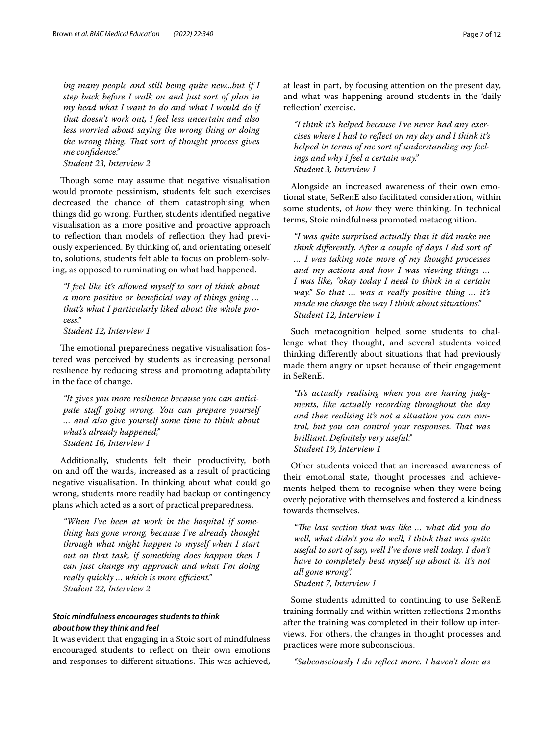*ing many people and still being quite new...but if I step back before I walk on and just sort of plan in my head what I want to do and what I would do if that doesn't work out, I feel less uncertain and also less worried about saying the wrong thing or doing the wrong thing. That sort of thought process gives me confidence."*
*Student 23, Interview 2*

Though some may assume that negative visualisation would promote pessimism, students felt such exercises decreased the chance of them catastrophising when things did go wrong. Further, students identified negative visualisation as a more positive and proactive approach to reflection than models of reflection they had previously experienced. By thinking of, and orientating oneself to, solutions, students felt able to focus on problem-solving, as opposed to ruminating on what had happened.

*"I feel like it's allowed myself to sort of think about a more positive or beneficial way of things going … that's what I particularly liked about the whole process."*
*Student 12, Interview 1*

The emotional preparedness negative visualisation fostered was perceived by students as increasing personal resilience by reducing stress and promoting adaptability in the face of change.

*"It gives you more resilience because you can anticipate stuff going wrong. You can prepare yourself … and also give yourself some time to think about what's already happened,"*
*Student 16, Interview 1*

Additionally, students felt their productivity, both on and off the wards, increased as a result of practicing negative visualisation. In thinking about what could go wrong, students more readily had backup or contingency plans which acted as a sort of practical preparedness.

*"When I've been at work in the hospital if something has gone wrong, because I've already thought through what might happen to myself when I start out on that task, if something does happen then I can just change my approach and what I'm doing really quickly … which is more efficient."*
*Student 22, Interview 2*

### *Stoic mindfulness encourages students to think about how they think and feel*

It was evident that engaging in a Stoic sort of mindfulness encouraged students to reflect on their own emotions and responses to different situations. This was achieved, at least in part, by focusing attention on the present day, and what was happening around students in the 'daily reflection' exercise.

*"I think it's helped because I've never had any exercises where I had to reflect on my day and I think it's helped in terms of me sort of understanding my feelings and why I feel a certain way."*
*Student 3, Interview 1*

Alongside an increased awareness of their own emotional state, SeRenE also facilitated consideration, within some students, of *how* they were thinking. In technical terms, Stoic mindfulness promoted metacognition.

*"I was quite surprised actually that it did make me think differently. After a couple of days I did sort of … I was taking note more of my thought processes and my actions and how I was viewing things … I was like, "okay today I need to think in a certain way." So that … was a really positive thing … it's made me change the way I think about situations."*
*Student 12, Interview 1*

Such metacognition helped some students to challenge what they thought, and several students voiced thinking differently about situations that had previously made them angry or upset because of their engagement in SeRenE.

*"It's actually realising when you are having judgments, like actually recording throughout the day and then realising it's not a situation you can control, but you can control your responses. That was brilliant. Definitely very useful."*
*Student 19, Interview 1*

Other students voiced that an increased awareness of their emotional state, thought processes and achievements helped them to recognise when they were being overly pejorative with themselves and fostered a kindness towards themselves.

*"The last section that was like … what did you do well, what didn't you do well, I think that was quite useful to sort of say, well I've done well today. I don't have to completely beat myself up about it, it's not all gone wrong".*
*Student 7, Interview 1*

Some students admitted to continuing to use SeRenE training formally and within written reflections 2 months after the training was completed in their follow up interviews. For others, the changes in thought processes and practices were more subconscious.

*"Subconsciously I do reflect more. I haven't done as*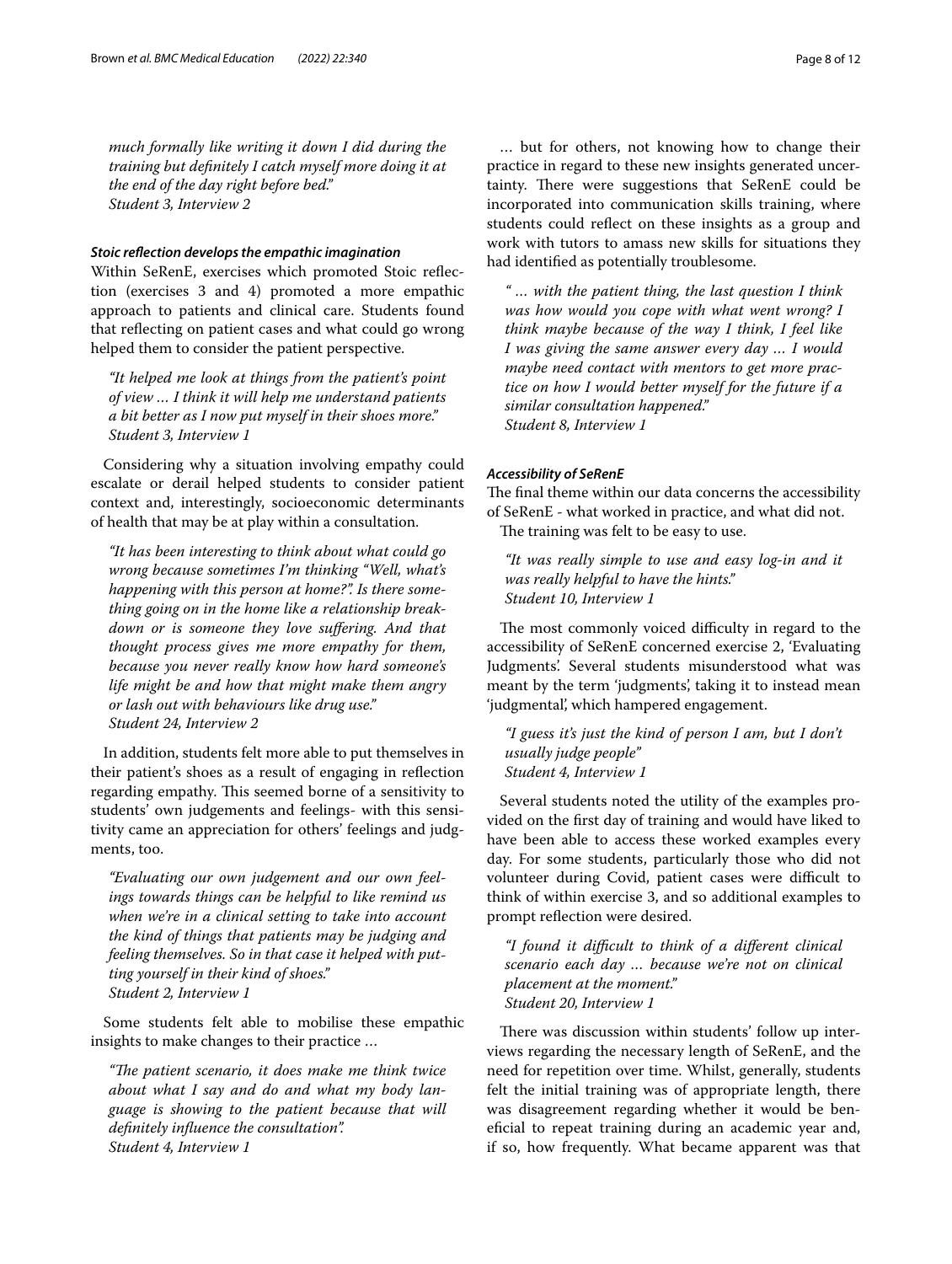*much formally like writing it down I did during the training but definitely I catch myself more doing it at the end of the day right before bed."*
*Student 3, Interview 2*

#### *Stoic reflection develops the empathic imagination*

Within SeRenE, exercises which promoted Stoic reflection (exercises 3 and 4) promoted a more empathic approach to patients and clinical care. Students found that reflecting on patient cases and what could go wrong helped them to consider the patient perspective.

> *"It helped me look at things from the patient's point of view … I think it will help me understand patients a bit better as I now put myself in their shoes more."*
> *Student 3, Interview 1*

Considering why a situation involving empathy could escalate or derail helped students to consider patient context and, interestingly, socioeconomic determinants of health that may be at play within a consultation.

> *"It has been interesting to think about what could go wrong because sometimes I'm thinking "Well, what's happening with this person at home?". Is there something going on in the home like a relationship breakdown or is someone they love suffering. And that thought process gives me more empathy for them, because you never really know how hard someone's life might be and how that might make them angry or lash out with behaviours like drug use."*
> *Student 24, Interview 2*

In addition, students felt more able to put themselves in their patient's shoes as a result of engaging in reflection regarding empathy. This seemed borne of a sensitivity to students' own judgements and feelings- with this sensitivity came an appreciation for others' feelings and judgments, too.

> *"Evaluating our own judgement and our own feelings towards things can be helpful to like remind us when we're in a clinical setting to take into account the kind of things that patients may be judging and feeling themselves. So in that case it helped with putting yourself in their kind of shoes."*
> *Student 2, Interview 1*

Some students felt able to mobilise these empathic insights to make changes to their practice …

> *"The patient scenario, it does make me think twice about what I say and do and what my body language is showing to the patient because that will definitely influence the consultation".*
> *Student 4, Interview 1*

… but for others, not knowing how to change their practice in regard to these new insights generated uncertainty. There were suggestions that SeRenE could be incorporated into communication skills training, where students could reflect on these insights as a group and work with tutors to amass new skills for situations they had identified as potentially troublesome.

> *" … with the patient thing, the last question I think was how would you cope with what went wrong? I think maybe because of the way I think, I feel like I was giving the same answer every day … I would maybe need contact with mentors to get more practice on how I would better myself for the future if a similar consultation happened."*
> *Student 8, Interview 1*

#### *Accessibility of SeRenE*

The final theme within our data concerns the accessibility of SeRenE - what worked in practice, and what did not.

The training was felt to be easy to use.

> *"It was really simple to use and easy log-in and it was really helpful to have the hints."*
> *Student 10, Interview 1*

The most commonly voiced difficulty in regard to the accessibility of SeRenE concerned exercise 2, 'Evaluating Judgments'. Several students misunderstood what was meant by the term 'judgments', taking it to instead mean 'judgmental', which hampered engagement.

> *"I guess it's just the kind of person I am, but I don't usually judge people"*
> *Student 4, Interview 1*

Several students noted the utility of the examples provided on the first day of training and would have liked to have been able to access these worked examples every day. For some students, particularly those who did not volunteer during Covid, patient cases were difficult to think of within exercise 3, and so additional examples to prompt reflection were desired.

> *"I found it difficult to think of a different clinical scenario each day … because we're not on clinical placement at the moment."*
> *Student 20, Interview 1*

There was discussion within students' follow up interviews regarding the necessary length of SeRenE, and the need for repetition over time. Whilst, generally, students felt the initial training was of appropriate length, there was disagreement regarding whether it would be beneficial to repeat training during an academic year and, if so, how frequently. What became apparent was that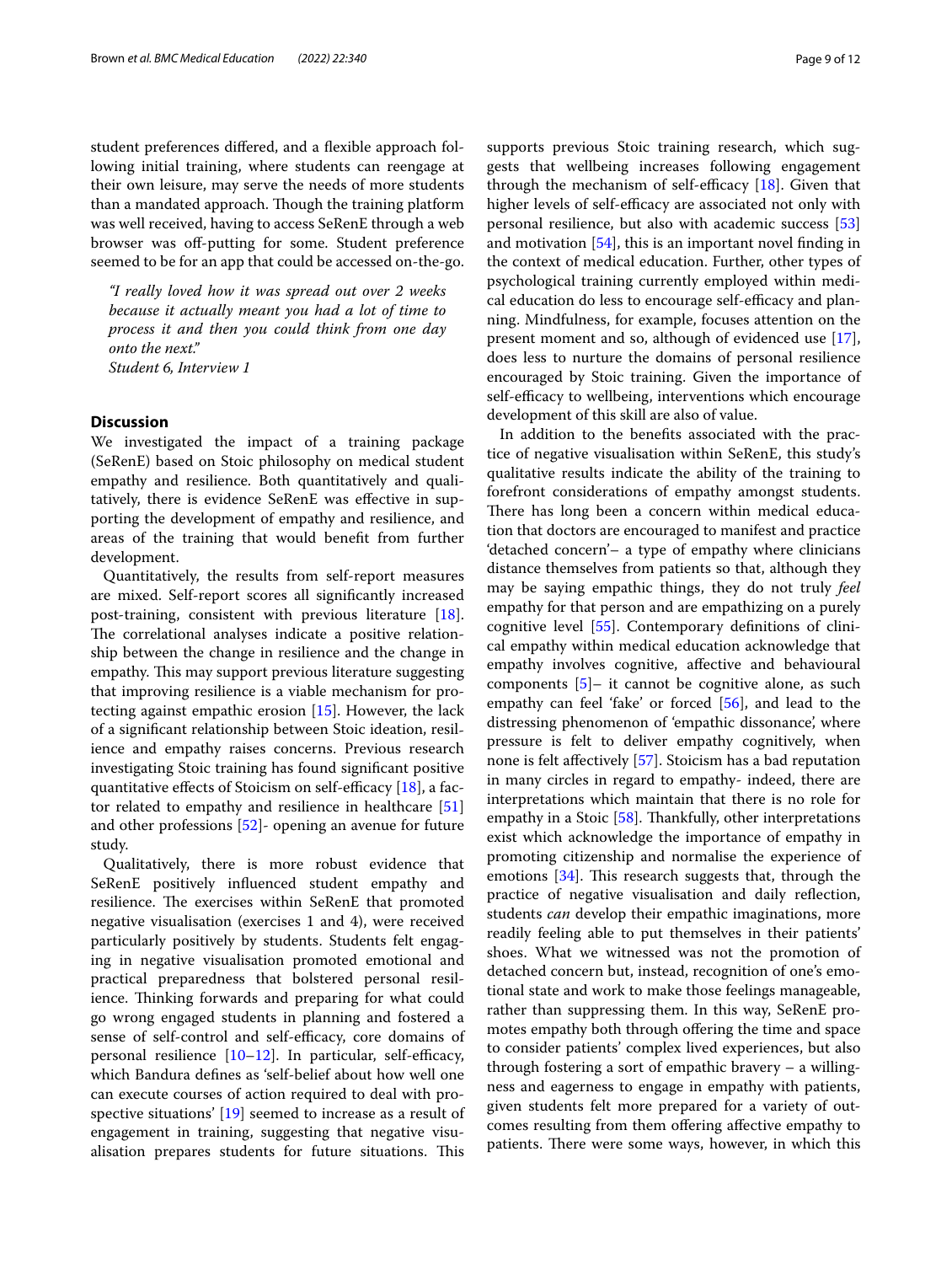student preferences differed, and a flexible approach following initial training, where students can reengage at their own leisure, may serve the needs of more students than a mandated approach. Though the training platform was well received, having to access SeRenE through a web browser was off-putting for some. Student preference seemed to be for an app that could be accessed on-the-go.

> *"I really loved how it was spread out over 2 weeks because it actually meant you had a lot of time to process it and then you could think from one day onto the next."*
> *Student 6, Interview 1*

## Discussion

We investigated the impact of a training package (SeRenE) based on Stoic philosophy on medical student empathy and resilience. Both quantitatively and qualitatively, there is evidence SeRenE was effective in supporting the development of empathy and resilience, and areas of the training that would benefit from further development.

Quantitatively, the results from self-report measures are mixed. Self-report scores all significantly increased post-training, consistent with previous literature [18]. The correlational analyses indicate a positive relationship between the change in resilience and the change in empathy. This may support previous literature suggesting that improving resilience is a viable mechanism for protecting against empathic erosion [15]. However, the lack of a significant relationship between Stoic ideation, resilience and empathy raises concerns. Previous research investigating Stoic training has found significant positive quantitative effects of Stoicism on self-efficacy [18], a factor related to empathy and resilience in healthcare [51] and other professions [52]- opening an avenue for future study.

Qualitatively, there is more robust evidence that SeRenE positively influenced student empathy and resilience. The exercises within SeRenE that promoted negative visualisation (exercises 1 and 4), were received particularly positively by students. Students felt engaging in negative visualisation promoted emotional and practical preparedness that bolstered personal resilience. Thinking forwards and preparing for what could go wrong engaged students in planning and fostered a sense of self-control and self-efficacy, core domains of personal resilience [10–12]. In particular, self-efficacy, which Bandura defines as 'self-belief about how well one can execute courses of action required to deal with prospective situations' [19] seemed to increase as a result of engagement in training, suggesting that negative visualisation prepares students for future situations. This supports previous Stoic training research, which suggests that wellbeing increases following engagement through the mechanism of self-efficacy [18]. Given that higher levels of self-efficacy are associated not only with personal resilience, but also with academic success [53] and motivation [54], this is an important novel finding in the context of medical education. Further, other types of psychological training currently employed within medical education do less to encourage self-efficacy and planning. Mindfulness, for example, focuses attention on the present moment and so, although of evidenced use [17], does less to nurture the domains of personal resilience encouraged by Stoic training. Given the importance of self-efficacy to wellbeing, interventions which encourage development of this skill are also of value.

In addition to the benefits associated with the practice of negative visualisation within SeRenE, this study's qualitative results indicate the ability of the training to forefront considerations of empathy amongst students. There has long been a concern within medical education that doctors are encouraged to manifest and practice 'detached concern'– a type of empathy where clinicians distance themselves from patients so that, although they may be saying empathic things, they do not truly *feel* empathy for that person and are empathizing on a purely cognitive level [55]. Contemporary definitions of clinical empathy within medical education acknowledge that empathy involves cognitive, affective and behavioural components [5]– it cannot be cognitive alone, as such empathy can feel 'fake' or forced [56], and lead to the distressing phenomenon of 'empathic dissonance', where pressure is felt to deliver empathy cognitively, when none is felt affectively [57]. Stoicism has a bad reputation in many circles in regard to empathy- indeed, there are interpretations which maintain that there is no role for empathy in a Stoic [58]. Thankfully, other interpretations exist which acknowledge the importance of empathy in promoting citizenship and normalise the experience of emotions [34]. This research suggests that, through the practice of negative visualisation and daily reflection, students *can* develop their empathic imaginations, more readily feeling able to put themselves in their patients' shoes. What we witnessed was not the promotion of detached concern but, instead, recognition of one's emotional state and work to make those feelings manageable, rather than suppressing them. In this way, SeRenE promotes empathy both through offering the time and space to consider patients' complex lived experiences, but also through fostering a sort of empathic bravery – a willingness and eagerness to engage in empathy with patients, given students felt more prepared for a variety of outcomes resulting from them offering affective empathy to patients. There were some ways, however, in which this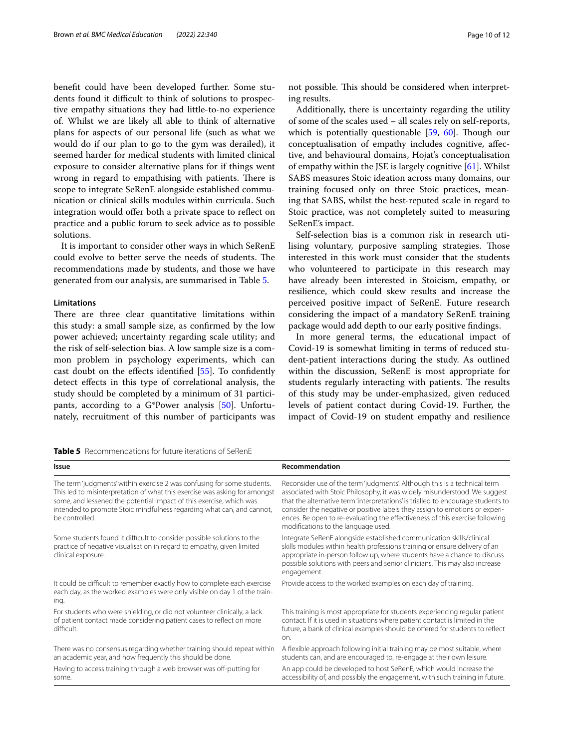benefit could have been developed further. Some students found it difficult to think of solutions to prospective empathy situations they had little-to-no experience of. Whilst we are likely all able to think of alternative plans for aspects of our personal life (such as what we would do if our plan to go to the gym was derailed), it seemed harder for medical students with limited clinical exposure to consider alternative plans for if things went wrong in regard to empathising with patients. There is scope to integrate SeRenE alongside established communication or clinical skills modules within curricula. Such integration would offer both a private space to reflect on practice and a public forum to seek advice as to possible solutions.

It is important to consider other ways in which SeRenE could evolve to better serve the needs of students. The recommendations made by students, and those we have generated from our analysis, are summarised in Table 5.

#### Limitations

There are three clear quantitative limitations within this study: a small sample size, as confirmed by the low power achieved; uncertainty regarding scale utility; and the risk of self-selection bias. A low sample size is a common problem in psychology experiments, which can cast doubt on the effects identified [55]. To confidently detect effects in this type of correlational analysis, the study should be completed by a minimum of 31 participants, according to a G*Power analysis [50]. Unfortunately, recruitment of this number of participants was not possible. This should be considered when interpreting results.

Additionally, there is uncertainty regarding the utility of some of the scales used – all scales rely on self-reports, which is potentially questionable [59, 60]. Though our conceptualisation of empathy includes cognitive, affective, and behavioural domains, Hojat's conceptualisation of empathy within the JSE is largely cognitive [61]. Whilst SABS measures Stoic ideation across many domains, our training focused only on three Stoic practices, meaning that SABS, whilst the best-reputed scale in regard to Stoic practice, was not completely suited to measuring SeRenE's impact.

Self-selection bias is a common risk in research utilising voluntary, purposive sampling strategies. Those interested in this work must consider that the students who volunteered to participate in this research may have already been interested in Stoicism, empathy, or resilience, which could skew results and increase the perceived positive impact of SeRenE. Future research considering the impact of a mandatory SeRenE training package would add depth to our early positive findings.

In more general terms, the educational impact of Covid-19 is somewhat limiting in terms of reduced student-patient interactions during the study. As outlined within the discussion, SeRenE is most appropriate for students regularly interacting with patients. The results of this study may be under-emphasized, given reduced levels of patient contact during Covid-19. Further, the impact of Covid-19 on student empathy and resilience

**Table 5** Recommendations for future iterations of SeRenE

| Issue | Recommendation |
|---|---|
| The term 'judgments' within exercise 2 was confusing for some students. This led to misinterpretation of what this exercise was asking for amongst some, and lessened the potential impact of this exercise, which was intended to promote Stoic mindfulness regarding what can, and cannot, be controlled. | Reconsider use of the term 'judgments'. Although this is a technical term associated with Stoic Philosophy, it was widely misunderstood. We suggest that the alternative term 'interpretations' is trialled to encourage students to consider the negative or positive labels they assign to emotions or experiences. Be open to re-evaluating the effectiveness of this exercise following modifications to the language used. |
| Some students found it difficult to consider possible solutions to the practice of negative visualisation in regard to empathy, given limited clinical exposure. | Integrate SeRenE alongside established communication skills/clinical skills modules within health professions training or ensure delivery of an appropriate in-person follow up, where students have a chance to discuss possible solutions with peers and senior clinicians. This may also increase engagement. |
| It could be difficult to remember exactly how to complete each exercise each day, as the worked examples were only visible on day 1 of the training. | Provide access to the worked examples on each day of training. |
| For students who were shielding, or did not volunteer clinically, a lack of patient contact made considering patient cases to reflect on more difficult. | This training is most appropriate for students experiencing regular patient contact. If it is used in situations where patient contact is limited in the future, a bank of clinical examples should be offered for students to reflect on. |
| There was no consensus regarding whether training should repeat within an academic year, and how frequently this should be done. | A flexible approach following initial training may be most suitable, where students can, and are encouraged to, re-engage at their own leisure. |
| Having to access training through a web browser was off-putting for some. | An app could be developed to host SeRenE, which would increase the accessibility of, and possibly the engagement, with such training in future. |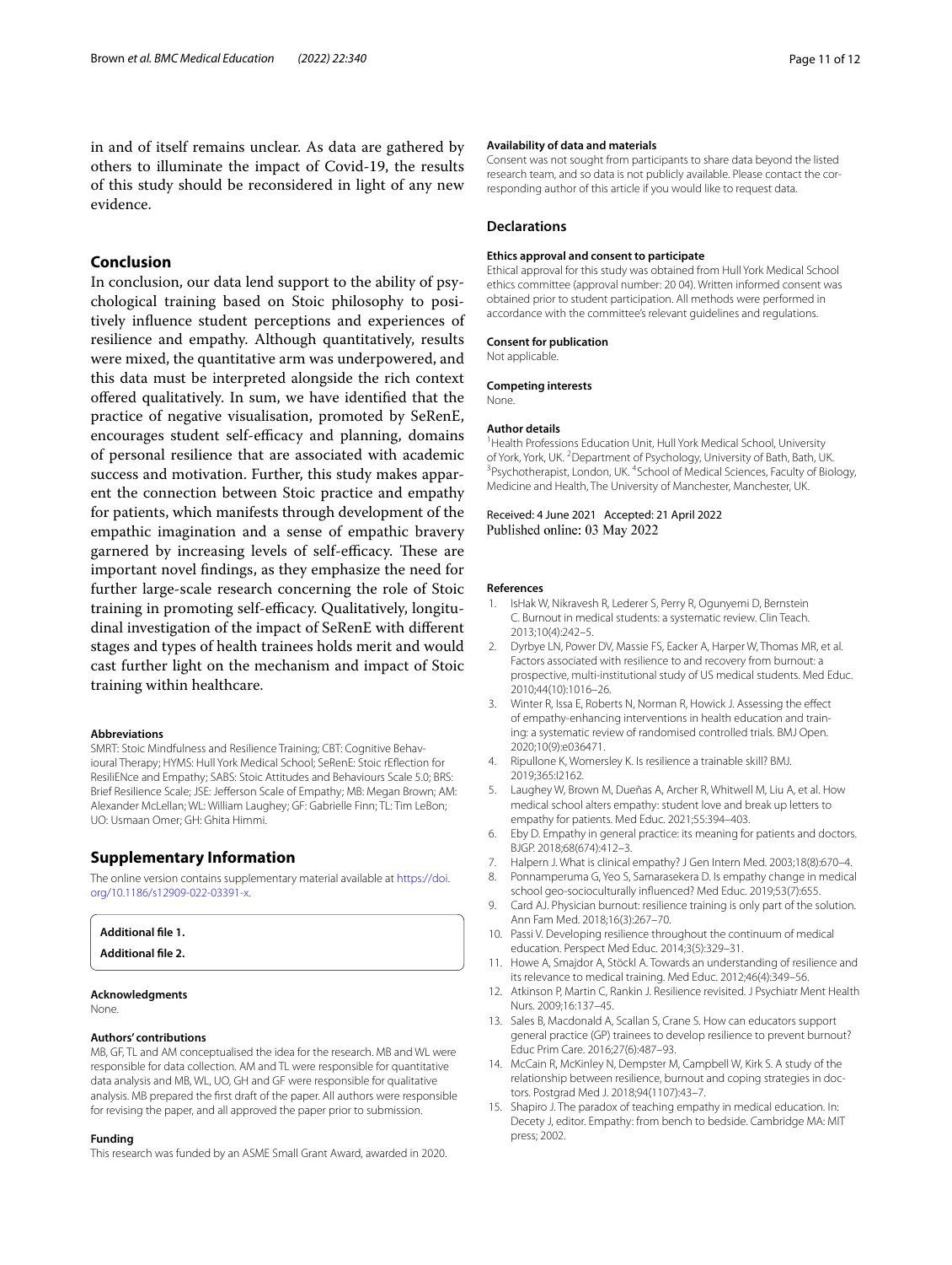in and of itself remains unclear. As data are gathered by others to illuminate the impact of Covid-19, the results of this study should be reconsidered in light of any new evidence.

## Conclusion

In conclusion, our data lend support to the ability of psychological training based on Stoic philosophy to positively influence student perceptions and experiences of resilience and empathy. Although quantitatively, results were mixed, the quantitative arm was underpowered, and this data must be interpreted alongside the rich context offered qualitatively. In sum, we have identified that the practice of negative visualisation, promoted by SeRenE, encourages student self-efficacy and planning, domains of personal resilience that are associated with academic success and motivation. Further, this study makes apparent the connection between Stoic practice and empathy for patients, which manifests through development of the empathic imagination and a sense of empathic bravery garnered by increasing levels of self-efficacy. These are important novel findings, as they emphasize the need for further large-scale research concerning the role of Stoic training in promoting self-efficacy. Qualitatively, longitudinal investigation of the impact of SeRenE with different stages and types of health trainees holds merit and would cast further light on the mechanism and impact of Stoic training within healthcare.

#### Abbreviations

SMRT: Stoic Mindfulness and Resilience Training; CBT: Cognitive Behavioural Therapy; HYMS: Hull York Medical School; SeRenE: Stoic rEflection for ResiliENce and Empathy; SABS: Stoic Attitudes and Behaviours Scale 5.0; BRS: Brief Resilience Scale; JSE: Jefferson Scale of Empathy; MB: Megan Brown; AM: Alexander McLellan; WL: William Laughey; GF: Gabrielle Finn; TL: Tim LeBon; UO: Usmaan Omer; GH: Ghita Himmi.

## Supplementary Information

The online version contains supplementary material available at https://doi.org/10.1186/s12909-022-03391-x.

**Additional file 1.**

**Additional file 2.**

#### Acknowledgments

None.

#### Authors' contributions

MB, GF, TL and AM conceptualised the idea for the research. MB and WL were responsible for data collection. AM and TL were responsible for quantitative data analysis and MB, WL, UO, GH and GF were responsible for qualitative analysis. MB prepared the first draft of the paper. All authors were responsible for revising the paper, and all approved the paper prior to submission.

#### Funding

This research was funded by an ASME Small Grant Award, awarded in 2020.

#### Availability of data and materials

Consent was not sought from participants to share data beyond the listed research team, and so data is not publicly available. Please contact the corresponding author of this article if you would like to request data.

### Declarations

#### Ethics approval and consent to participate

Ethical approval for this study was obtained from Hull York Medical School ethics committee (approval number: 20 04). Written informed consent was obtained prior to student participation. All methods were performed in accordance with the committee's relevant guidelines and regulations.

#### Consent for publication

Not applicable.

#### Competing interests

None.

#### Author details

[1]Health Professions Education Unit, Hull York Medical School, University of York, York, UK. [2]Department of Psychology, University of Bath, Bath, UK. [3]Psychotherapist, London, UK. [4]School of Medical Sciences, Faculty of Biology, Medicine and Health, The University of Manchester, Manchester, UK.

Received: 4 June 2021 Accepted: 21 April 2022
Published online: 03 May 2022

#### References

1. IsHak W, Nikravesh R, Lederer S, Perry R, Ogunyemi D, Bernstein C. Burnout in medical students: a systematic review. Clin Teach. 2013;10(4):242–5.
2. Dyrbye LN, Power DV, Massie FS, Eacker A, Harper W, Thomas MR, et al. Factors associated with resilience to and recovery from burnout: a prospective, multi-institutional study of US medical students. Med Educ. 2010;44(10):1016–26.
3. Winter R, Issa E, Roberts N, Norman R, Howick J. Assessing the effect of empathy-enhancing interventions in health education and training: a systematic review of randomised controlled trials. BMJ Open. 2020;10(9):e036471.
4. Ripullone K, Womersley K. Is resilience a trainable skill? BMJ. 2019;365:l2162.
5. Laughey W, Brown M, Dueñas A, Archer R, Whitwell M, Liu A, et al. How medical school alters empathy: student love and break up letters to empathy for patients. Med Educ. 2021;55:394–403.
6. Eby D. Empathy in general practice: its meaning for patients and doctors. BJGP. 2018;68(674):412–3.
7. Halpern J. What is clinical empathy? J Gen Intern Med. 2003;18(8):670–4.
8. Ponnamperuma G, Yeo S, Samarasekera D. Is empathy change in medical school geo-socioculturally influenced? Med Educ. 2019;53(7):655.
9. Card AJ. Physician burnout: resilience training is only part of the solution. Ann Fam Med. 2018;16(3):267–70.
10. Passi V. Developing resilience throughout the continuum of medical education. Perspect Med Educ. 2014;3(5):329–31.
11. Howe A, Smajdor A, Stöckl A. Towards an understanding of resilience and its relevance to medical training. Med Educ. 2012;46(4):349–56.
12. Atkinson P, Martin C, Rankin J. Resilience revisited. J Psychiatr Ment Health Nurs. 2009;16:137–45.
13. Sales B, Macdonald A, Scallan S, Crane S. How can educators support general practice (GP) trainees to develop resilience to prevent burnout? Educ Prim Care. 2016;27(6):487–93.
14. McCain R, McKinley N, Dempster M, Campbell W, Kirk S. A study of the relationship between resilience, burnout and coping strategies in doctors. Postgrad Med J. 2018;94(1107):43–7.
15. Shapiro J. The paradox of teaching empathy in medical education. In: Decety J, editor. Empathy: from bench to bedside. Cambridge MA: MIT press; 2002.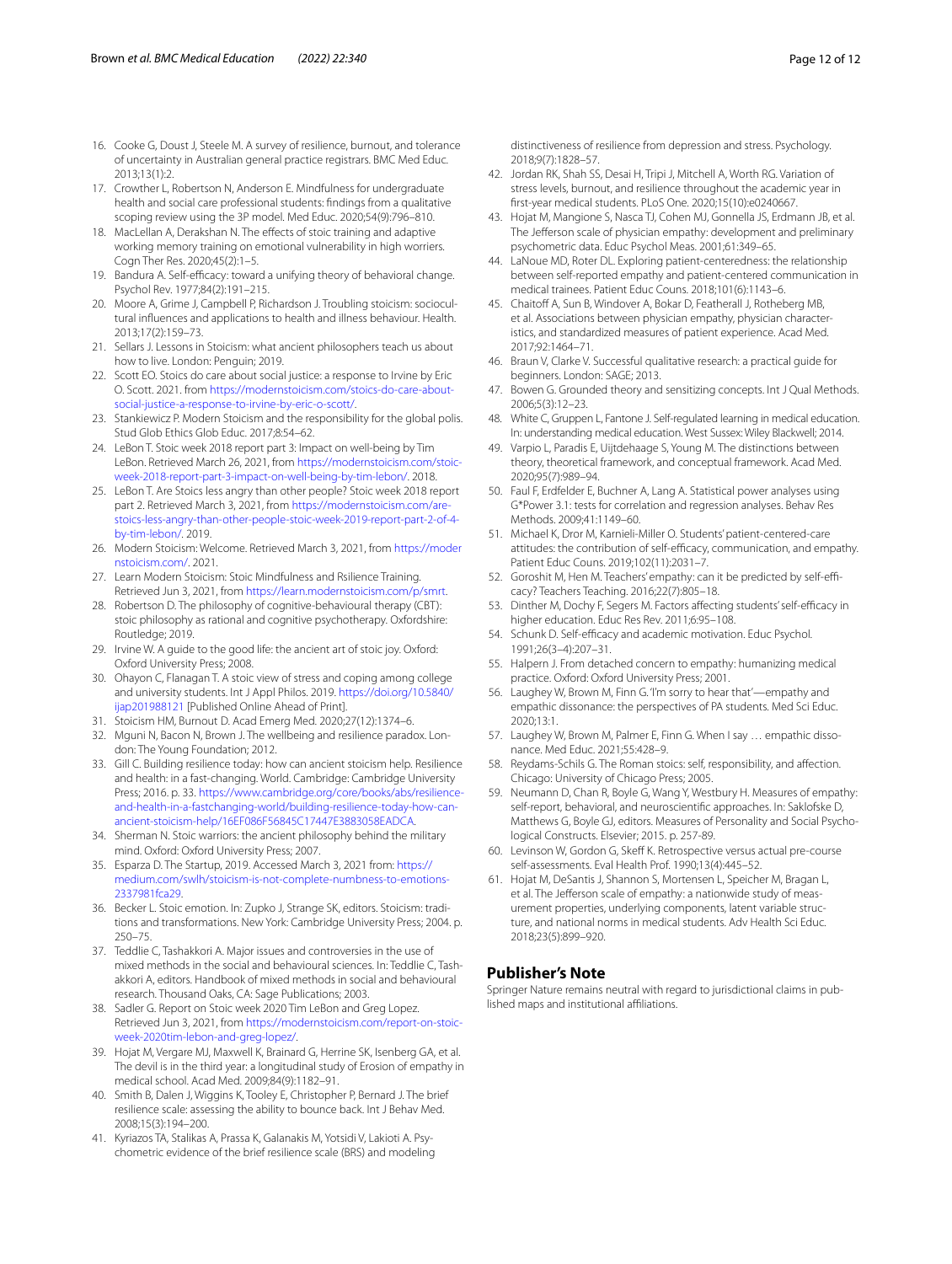16. Cooke G, Doust J, Steele M. A survey of resilience, burnout, and tolerance of uncertainty in Australian general practice registrars. BMC Med Educ. 2013;13(1):2.
17. Crowther L, Robertson N, Anderson E. Mindfulness for undergraduate health and social care professional students: findings from a qualitative scoping review using the 3P model. Med Educ. 2020;54(9):796–810.
18. MacLellan A, Derakshan N. The effects of stoic training and adaptive working memory training on emotional vulnerability in high worriers. Cogn Ther Res. 2020;45(2):1–5.
19. Bandura A. Self-efficacy: toward a unifying theory of behavioral change. Psychol Rev. 1977;84(2):191–215.
20. Moore A, Grime J, Campbell P, Richardson J. Troubling stoicism: sociocultural influences and applications to health and illness behaviour. Health. 2013;17(2):159–73.
21. Sellars J. Lessons in Stoicism: what ancient philosophers teach us about how to live. London: Penguin; 2019.
22. Scott EO. Stoics do care about social justice: a response to Irvine by Eric O. Scott. 2021. from https://modernstoicism.com/stoics-do-care-about-social-justice-a-response-to-irvine-by-eric-o-scott/.
23. Stankiewicz P. Modern Stoicism and the responsibility for the global polis. Stud Glob Ethics Glob Educ. 2017;8:54–62.
24. LeBon T. Stoic week 2018 report part 3: Impact on well-being by Tim LeBon. Retrieved March 26, 2021, from https://modernstoicism.com/stoic-week-2018-report-part-3-impact-on-well-being-by-tim-lebon/. 2018.
25. LeBon T. Are Stoics less angry than other people? Stoic week 2018 report part 2. Retrieved March 3, 2021, from https://modernstoicism.com/are-stoics-less-angry-than-other-people-stoic-week-2019-report-part-2-of-4-by-tim-lebon/. 2019.
26. Modern Stoicism: Welcome. Retrieved March 3, 2021, from https://modernstoicism.com/. 2021.
27. Learn Modern Stoicism: Stoic Mindfulness and Rsilience Training. Retrieved Jun 3, 2021, from https://learn.modernstoicism.com/p/smrt.
28. Robertson D. The philosophy of cognitive-behavioural therapy (CBT): stoic philosophy as rational and cognitive psychotherapy. Oxfordshire: Routledge; 2019.
29. Irvine W. A guide to the good life: the ancient art of stoic joy. Oxford: Oxford University Press; 2008.
30. Ohayon C, Flanagan T. A stoic view of stress and coping among college and university students. Int J Appl Philos. 2019. https://doi.org/10.5840/ijap201988121 [Published Online Ahead of Print].
31. Stoicism HM, Burnout D. Acad Emerg Med. 2020;27(12):1374–6.
32. Mguni N, Bacon N, Brown J. The wellbeing and resilience paradox. London: The Young Foundation; 2012.
33. Gill C. Building resilience today: how can ancient stoicism help. Resilience and health: in a fast-changing. World. Cambridge: Cambridge University Press; 2016. p. 33. https://www.cambridge.org/core/books/abs/resilience-and-health-in-a-fastchanging-world/building-resilience-today-how-can-ancient-stoicism-help/16EF086F56845C17447E3883058EADCA.
34. Sherman N. Stoic warriors: the ancient philosophy behind the military mind. Oxford: Oxford University Press; 2007.
35. Esparza D. The Startup, 2019. Accessed March 3, 2021 from: https://medium.com/swlh/stoicism-is-not-complete-numbness-to-emotions-2337981fca29.
36. Becker L. Stoic emotion. In: Zupko J, Strange SK, editors. Stoicism: traditions and transformations. New York: Cambridge University Press; 2004. p. 250–75.
37. Teddlie C, Tashakkori A. Major issues and controversies in the use of mixed methods in the social and behavioural sciences. In: Teddlie C, Tashakkori A, editors. Handbook of mixed methods in social and behavioural research. Thousand Oaks, CA: Sage Publications; 2003.
38. Sadler G. Report on Stoic week 2020 Tim LeBon and Greg Lopez. Retrieved Jun 3, 2021, from https://modernstoicism.com/report-on-stoic-week-2020tim-lebon-and-greg-lopez/.
39. Hojat M, Vergare MJ, Maxwell K, Brainard G, Herrine SK, Isenberg GA, et al. The devil is in the third year: a longitudinal study of Erosion of empathy in medical school. Acad Med. 2009;84(9):1182–91.
40. Smith B, Dalen J, Wiggins K, Tooley E, Christopher P, Bernard J. The brief resilience scale: assessing the ability to bounce back. Int J Behav Med. 2008;15(3):194–200.
41. Kyriazos TA, Stalikas A, Prassa K, Galanakis M, Yotsidi V, Lakioti A. Psychometric evidence of the brief resilience scale (BRS) and modeling distinctiveness of resilience from depression and stress. Psychology. 2018;9(7):1828–57.
42. Jordan RK, Shah SS, Desai H, Tripi J, Mitchell A, Worth RG. Variation of stress levels, burnout, and resilience throughout the academic year in first-year medical students. PLoS One. 2020;15(10):e0240667.
43. Hojat M, Mangione S, Nasca TJ, Cohen MJ, Gonnella JS, Erdmann JB, et al. The Jefferson scale of physician empathy: development and preliminary psychometric data. Educ Psychol Meas. 2001;61:349–65.
44. LaNoue MD, Roter DL. Exploring patient-centeredness: the relationship between self-reported empathy and patient-centered communication in medical trainees. Patient Educ Couns. 2018;101(6):1143–6.
45. Chaitoff A, Sun B, Windover A, Bokar D, Featherall J, Rotheberg MB, et al. Associations between physician empathy, physician characteristics, and standardized measures of patient experience. Acad Med. 2017;92:1464–71.
46. Braun V, Clarke V. Successful qualitative research: a practical guide for beginners. London: SAGE; 2013.
47. Bowen G. Grounded theory and sensitizing concepts. Int J Qual Methods. 2006;5(3):12–23.
48. White C, Gruppen L, Fantone J. Self-regulated learning in medical education. In: understanding medical education. West Sussex: Wiley Blackwell; 2014.
49. Varpio L, Paradis E, Uijtdehaage S, Young M. The distinctions between theory, theoretical framework, and conceptual framework. Acad Med. 2020;95(7):989–94.
50. Faul F, Erdfelder E, Buchner A, Lang A. Statistical power analyses using G*Power 3.1: tests for correlation and regression analyses. Behav Res Methods. 2009;41:1149–60.
51. Michael K, Dror M, Karnieli-Miller O. Students' patient-centered-care attitudes: the contribution of self-efficacy, communication, and empathy. Patient Educ Couns. 2019;102(11):2031–7.
52. Goroshit M, Hen M. Teachers' empathy: can it be predicted by self-efficacy? Teachers Teaching. 2016;22(7):805–18.
53. Dinther M, Dochy F, Segers M. Factors affecting students' self-efficacy in higher education. Educ Res Rev. 2011;6:95–108.
54. Schunk D. Self-efficacy and academic motivation. Educ Psychol. 1991;26(3–4):207–31.
55. Halpern J. From detached concern to empathy: humanizing medical practice. Oxford: Oxford University Press; 2001.
56. Laughey W, Brown M, Finn G. 'I'm sorry to hear that'—empathy and empathic dissonance: the perspectives of PA students. Med Sci Educ. 2020;13:1.
57. Laughey W, Brown M, Palmer E, Finn G. When I say … empathic dissonance. Med Educ. 2021;55:428–9.
58. Reydams-Schils G. The Roman stoics: self, responsibility, and affection. Chicago: University of Chicago Press; 2005.
59. Neumann D, Chan R, Boyle G, Wang Y, Westbury H. Measures of empathy: self-report, behavioral, and neuroscientific approaches. In: Saklofske D, Matthews G, Boyle GJ, editors. Measures of Personality and Social Psychological Constructs. Elsevier; 2015. p. 257-89.
60. Levinson W, Gordon G, Skeff K. Retrospective versus actual pre-course self-assessments. Eval Health Prof. 1990;13(4):445–52.
61. Hojat M, DeSantis J, Shannon S, Mortensen L, Speicher M, Bragan L, et al. The Jefferson scale of empathy: a nationwide study of measurement properties, underlying components, latent variable structure, and national norms in medical students. Adv Health Sci Educ. 2018;23(5):899–920.

## Publisher's Note

Springer Nature remains neutral with regard to jurisdictional claims in published maps and institutional affiliations.